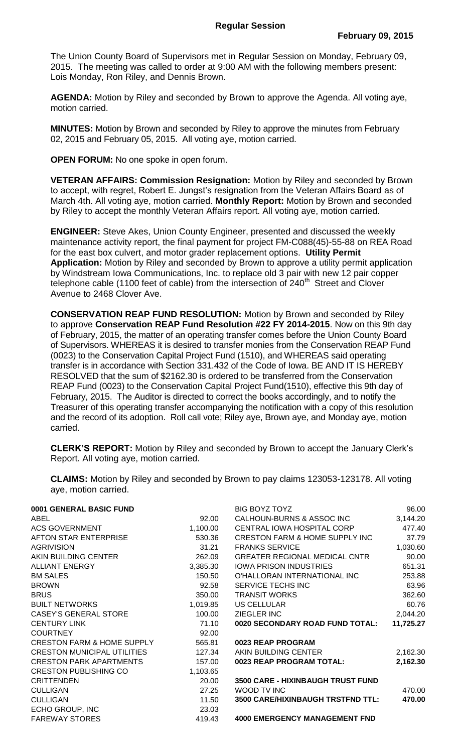# Regular Session

**February 09, 2015**

The Union County Board of Supervisors met in Regular Session on Monday, February 09, 2015. The meeting was called to order at 9:00 AM with the following members present: Lois Monday, Ron Riley, and Dennis Brown.

**AGENDA:** Motion by Riley and seconded by Brown to approve the Agenda. All voting aye, motion carried.

**MINUTES:** Motion by Brown and seconded by Riley to approve the minutes from February 02, 2015 and February 05, 2015. All voting aye, motion carried.

**OPEN FORUM:** No one spoke in open forum.

**VETERAN AFFAIRS: Commission Resignation:** Motion by Riley and seconded by Brown to accept, with regret, Robert E. Jungst's resignation from the Veteran Affairs Board as of March 4th. All voting aye, motion carried. **Monthly Report:** Motion by Brown and seconded by Riley to accept the monthly Veteran Affairs report. All voting aye, motion carried.

**ENGINEER:** Steve Akes, Union County Engineer, presented and discussed the weekly maintenance activity report, the final payment for project FM-C088(45)-55-88 on REA Road for the east box culvert, and motor grader replacement options. **Utility Permit Application:** Motion by Riley and seconded by Brown to approve a utility permit application by Windstream Iowa Communications, Inc. to replace old 3 pair with new 12 pair copper telephone cable (1100 feet of cable) from the intersection of 240th Street and Clover Avenue to 2468 Clover Ave.

**CONSERVATION REAP FUND RESOLUTION:** Motion by Brown and seconded by Riley to approve **Conservation REAP Fund Resolution #22 FY 2014-2015**. Now on this 9th day of February, 2015, the matter of an operating transfer comes before the Union County Board of Supervisors. WHEREAS it is desired to transfer monies from the Conservation REAP Fund (0023) to the Conservation Capital Project Fund (1510), and WHEREAS said operating transfer is in accordance with Section 331.432 of the Code of Iowa. BE AND IT IS HEREBY RESOLVED that the sum of $2162.30 is ordered to be transferred from the Conservation REAP Fund (0023) to the Conservation Capital Project Fund(1510), effective this 9th day of February, 2015. The Auditor is directed to correct the books accordingly, and to notify the Treasurer of this operating transfer accompanying the notification with a copy of this resolution and the record of its adoption. Roll call vote; Riley aye, Brown aye, and Monday aye, motion carried.

**CLERK'S REPORT:** Motion by Riley and seconded by Brown to accept the January Clerk's Report. All voting aye, motion carried.

**CLAIMS:** Motion by Riley and seconded by Brown to pay claims 123053-123178. All voting aye, motion carried.

| | |
|---|---|
| **0001 GENERAL BASIC FUND** | |
| ABEL | 92.00 |
| ACS GOVERNMENT | 1,100.00 |
| AFTON STAR ENTERPRISE | 530.36 |
| AGRIVISION | 31.21 |
| AKIN BUILDING CENTER | 262.09 |
| ALLIANT ENERGY | 3,385.30 |
| BM SALES | 150.50 |
| BROWN | 92.58 |
| BRUS | 350.00 |
| BUILT NETWORKS | 1,019.85 |
| CASEY'S GENERAL STORE | 100.00 |
| CENTURY LINK | 71.10 |
| COURTNEY | 92.00 |
| CRESTON FARM & HOME SUPPLY | 565.81 |
| CRESTON MUNICIPAL UTILITIES | 127.34 |
| CRESTON PARK APARTMENTS | 157.00 |
| CRESTON PUBLISHING CO | 1,103.65 |
| CRITTENDEN | 20.00 |
| CULLIGAN | 27.25 |
| CULLIGAN | 11.50 |
| ECHO GROUP, INC | 23.03 |
| FAREWAY STORES | 419.43 |

| | |
|---|---|
| BIG BOYZ TOYZ | 96.00 |
| CALHOUN-BURNS & ASSOC INC | 3,144.20 |
| CENTRAL IOWA HOSPITAL CORP | 477.40 |
| CRESTON FARM & HOME SUPPLY INC | 37.79 |
| FRANKS SERVICE | 1,030.60 |
| GREATER REGIONAL MEDICAL CNTR | 90.00 |
| IOWA PRISON INDUSTRIES | 651.31 |
| O'HALLORAN INTERNATIONAL INC | 253.88 |
| SERVICE TECHS INC | 63.96 |
| TRANSIT WORKS | 362.60 |
| US CELLULAR | 60.76 |
| ZIEGLER INC | 2,044.20 |
| **0020 SECONDARY ROAD FUND TOTAL:** | **11,725.27** |
| | |
| **0023 REAP PROGRAM** | |
| AKIN BUILDING CENTER | 2,162.30 |
| **0023 REAP PROGRAM TOTAL:** | **2,162.30** |
| | |
| **3500 CARE - HIXINBAUGH TRUST FUND** | |
| WOOD TV INC | 470.00 |
| **3500 CARE/HIXINBAUGH TRSTFND TTL:** | **470.00** |
| | |
| **4000 EMERGENCY MANAGEMENT FND** | |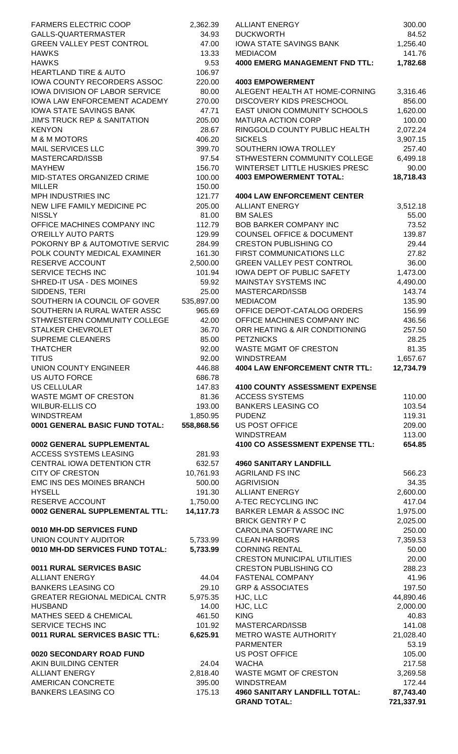| | |
|---|---|
| FARMERS ELECTRIC COOP | 2,362.39 |
| GALLS-QUARTERMASTER | 34.93 |
| GREEN VALLEY PEST CONTROL | 47.00 |
| HAWKS | 13.33 |
| HAWKS | 9.53 |
| HEARTLAND TIRE & AUTO | 106.97 |
| IOWA COUNTY RECORDERS ASSOC | 220.00 |
| IOWA DIVISION OF LABOR SERVICE | 80.00 |
| IOWA LAW ENFORCEMENT ACADEMY | 270.00 |
| IOWA STATE SAVINGS BANK | 47.71 |
| JIM'S TRUCK REP & SANITATION | 205.00 |
| KENYON | 28.67 |
| M & M MOTORS | 406.20 |
| MAIL SERVICES LLC | 399.70 |
| MASTERCARD/ISSB | 97.54 |
| MAYHEW | 156.70 |
| MID-STATES ORGANIZED CRIME | 100.00 |
| MILLER | 150.00 |
| MPH INDUSTRIES INC | 121.77 |
| NEW LIFE FAMILY MEDICINE PC | 205.00 |
| NISSLY | 81.00 |
| OFFICE MACHINES COMPANY INC | 112.79 |
| O'REILLY AUTO PARTS | 129.99 |
| POKORNY BP & AUTOMOTIVE SERVIC | 284.99 |
| POLK COUNTY MEDICAL EXAMINER | 161.30 |
| RESERVE ACCOUNT | 2,500.00 |
| SERVICE TECHS INC | 101.94 |
| SHRED-IT USA - DES MOINES | 59.92 |
| SIDDENS, TERI | 25.00 |
| SOUTHERN IA COUNCIL OF GOVER | 535,897.00 |
| SOUTHERN IA RURAL WATER ASSC | 965.69 |
| STHWESTERN COMMUNITY COLLEGE | 42.00 |
| STALKER CHEVROLET | 36.70 |
| SUPREME CLEANERS | 85.00 |
| THATCHER | 92.00 |
| TITUS | 92.00 |
| UNION COUNTY ENGINEER | 446.88 |
| US AUTO FORCE | 686.78 |
| US CELLULAR | 147.83 |
| WASTE MGMT OF CRESTON | 81.36 |
| WILBUR-ELLIS CO | 193.00 |
| WINDSTREAM | 1,850.95 |
| **0001 GENERAL BASIC FUND TOTAL:** | **558,868.56** |

**0002 GENERAL SUPPLEMENTAL**

| | |
|---|---|
| ACCESS SYSTEMS LEASING | 281.93 |
| CENTRAL IOWA DETENTION CTR | 632.57 |
| CITY OF CRESTON | 10,761.93 |
| EMC INS DES MOINES BRANCH | 500.00 |
| HYSELL | 191.30 |
| RESERVE ACCOUNT | 1,750.00 |
| **0002 GENERAL SUPPLEMENTAL TTL:** | **14,117.73** |

**0010 MH-DD SERVICES FUND**

| | |
|---|---|
| UNION COUNTY AUDITOR | 5,733.99 |
| **0010 MH-DD SERVICES FUND TOTAL:** | **5,733.99** |

**0011 RURAL SERVICES BASIC**

| | |
|---|---|
| ALLIANT ENERGY | 44.04 |
| BANKERS LEASING CO | 29.10 |
| GREATER REGIONAL MEDICAL CNTR | 5,975.35 |
| HUSBAND | 14.00 |
| MATHES SEED & CHEMICAL | 461.50 |
| SERVICE TECHS INC | 101.92 |
| **0011 RURAL SERVICES BASIC TTL:** | **6,625.91** |

**0020 SECONDARY ROAD FUND**

| | |
|---|---|
| AKIN BUILDING CENTER | 24.04 |
| ALLIANT ENERGY | 2,818.40 |
| AMERICAN CONCRETE | 395.00 |
| BANKERS LEASING CO | 175.13 |

| | |
|---|---|
| ALLIANT ENERGY | 300.00 |
| DUCKWORTH | 84.52 |
| IOWA STATE SAVINGS BANK | 1,256.40 |
| MEDIACOM | 141.76 |
| **4000 EMERG MANAGEMENT FND TTL:** | **1,782.68** |

**4003 EMPOWERMENT**

| | |
|---|---|
| ALEGENT HEALTH AT HOME-CORNING | 3,316.46 |
| DISCOVERY KIDS PRESCHOOL | 856.00 |
| EAST UNION COMMUNITY SCHOOLS | 1,620.00 |
| MATURA ACTION CORP | 100.00 |
| RINGGOLD COUNTY PUBLIC HEALTH | 2,072.24 |
| SICKELS | 3,907.15 |
| SOUTHERN IOWA TROLLEY | 257.40 |
| STHWESTERN COMMUNITY COLLEGE | 6,499.18 |
| WINTERSET LITTLE HUSKIES PRESC | 90.00 |
| **4003 EMPOWERMENT TOTAL:** | **18,718.43** |

**4004 LAW ENFORCEMENT CENTER**

| | |
|---|---|
| ALLIANT ENERGY | 3,512.18 |
| BM SALES | 55.00 |
| BOB BARKER COMPANY INC | 73.52 |
| COUNSEL OFFICE & DOCUMENT | 139.87 |
| CRESTON PUBLISHING CO | 29.44 |
| FIRST COMMUNICATIONS LLC | 27.82 |
| GREEN VALLEY PEST CONTROL | 36.00 |
| IOWA DEPT OF PUBLIC SAFETY | 1,473.00 |
| MAINSTAY SYSTEMS INC | 4,490.00 |
| MASTERCARD/ISSB | 143.74 |
| MEDIACOM | 135.90 |
| OFFICE DEPOT-CATALOG ORDERS | 156.99 |
| OFFICE MACHINES COMPANY INC | 436.56 |
| ORR HEATING & AIR CONDITIONING | 257.50 |
| PETZNICKS | 28.25 |
| WASTE MGMT OF CRESTON | 81.35 |
| WINDSTREAM | 1,657.67 |
| **4004 LAW ENFORCEMENT CNTR TTL:** | **12,734.79** |

**4100 COUNTY ASSESSMENT EXPENSE**

| | |
|---|---|
| ACCESS SYSTEMS | 110.00 |
| BANKERS LEASING CO | 103.54 |
| PUDENZ | 119.31 |
| US POST OFFICE | 209.00 |
| WINDSTREAM | 113.00 |
| **4100 CO ASSESSMENT EXPENSE TTL:** | **654.85** |

**4960 SANITARY LANDFILL**

| | |
|---|---|
| AGRILAND FS INC | 566.23 |
| AGRIVISION | 34.35 |
| ALLIANT ENERGY | 2,600.00 |
| A-TEC RECYCLING INC | 417.04 |
| BARKER LEMAR & ASSOC INC | 1,975.00 |
| BRICK GENTRY P C | 2,025.00 |
| CAROLINA SOFTWARE INC | 250.00 |
| CLEAN HARBORS | 7,359.53 |
| CORNING RENTAL | 50.00 |
| CRESTON MUNICIPAL UTILITIES | 20.00 |
| CRESTON PUBLISHING CO | 288.23 |
| FASTENAL COMPANY | 41.96 |
| GRP & ASSOCIATES | 197.50 |
| HJC, LLC | 44,890.46 |
| HJC, LLC | 2,000.00 |
| KING | 40.83 |
| MASTERCARD/ISSB | 141.08 |
| METRO WASTE AUTHORITY | 21,028.40 |
| PARMENTER | 53.19 |
| US POST OFFICE | 105.00 |
| WACHA | 217.58 |
| WASTE MGMT OF CRESTON | 3,269.58 |
| WINDSTREAM | 172.44 |
| **4960 SANITARY LANDFILL TOTAL:** | **87,743.40** |
| **GRAND TOTAL:** | **721,337.91** |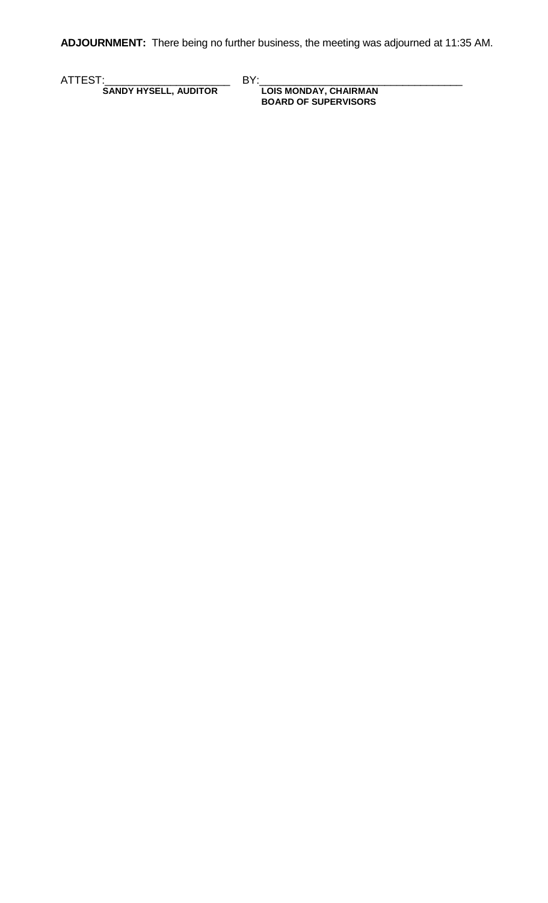**ADJOURNMENT:** There being no further business, the meeting was adjourned at 11:35 AM.

ATTEST:______________________ BY:____________________________________

**SANDY HYSELL, AUDITOR** **LOIS MONDAY, CHAIRMAN**

**BOARD OF SUPERVISORS**